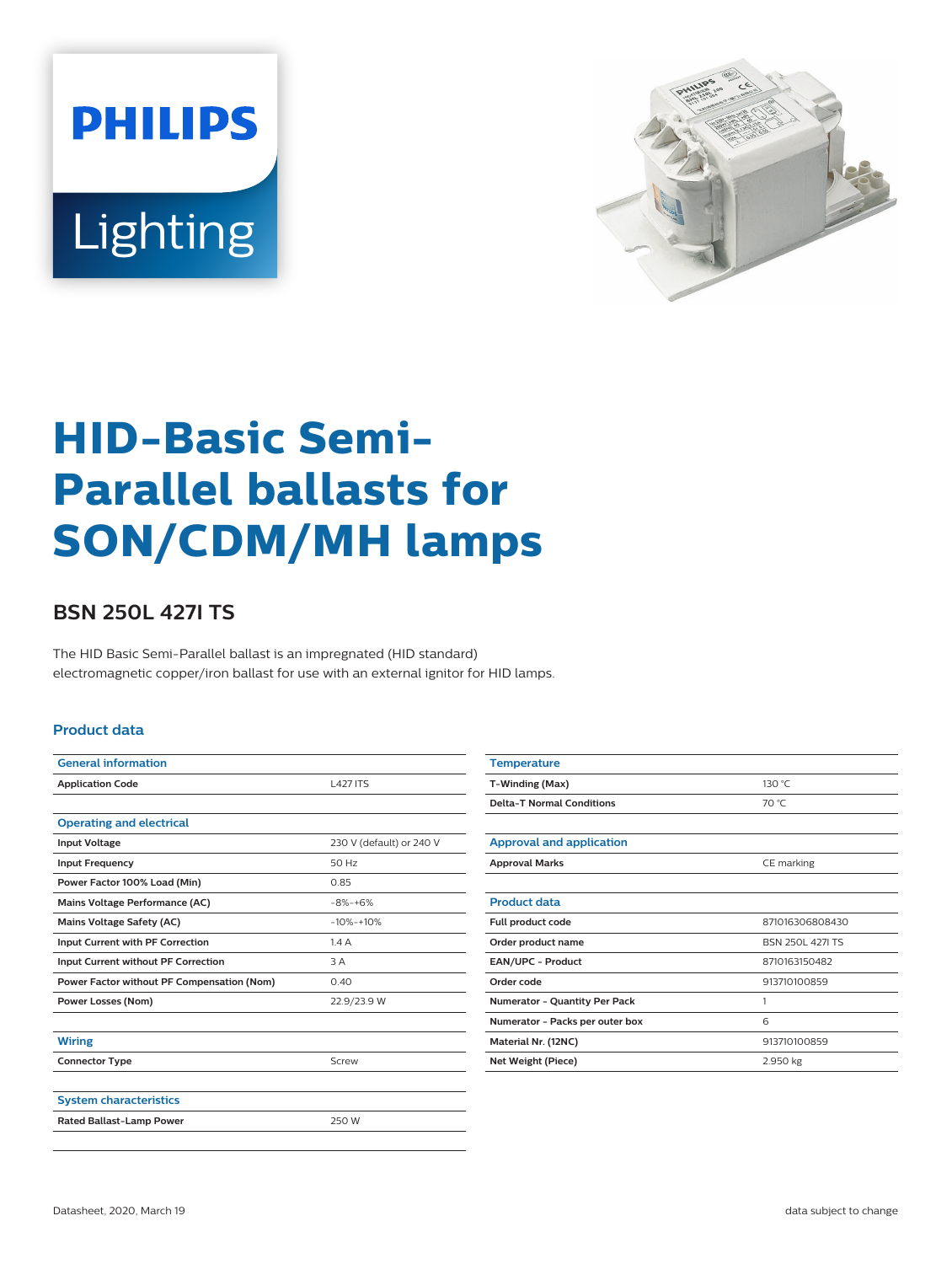PHILIPS

Lighting

# HID-Basic Semi-Parallel ballasts for SON/CDM/MH lamps

## BSN 250L 427I TS

The HID Basic Semi-Parallel ballast is an impregnated (HID standard) electromagnetic copper/iron ballast for use with an external ignitor for HID lamps.

### Product data

| General information | |
|---|---|
| Application Code | L427 ITS |

| Operating and electrical | |
|---|---|
| Input Voltage | 230 V (default) or 240 V |
| Input Frequency | 50 Hz |
| Power Factor 100% Load (Min) | 0.85 |
| Mains Voltage Performance (AC) | -8%-+6% |
| Mains Voltage Safety (AC) | -10%-+10% |
| Input Current with PF Correction | 1.4 A |
| Input Current without PF Correction | 3 A |
| Power Factor without PF Compensation (Nom) | 0.40 |
| Power Losses (Nom) | 22.9/23.9 W |

| Wiring | |
|---|---|
| Connector Type | Screw |

| System characteristics | |
|---|---|
| Rated Ballast-Lamp Power | 250 W |

| Temperature | |
|---|---|
| T-Winding (Max) | 130 °C |
| Delta-T Normal Conditions | 70 °C |

| Approval and application | |
|---|---|
| Approval Marks | CE marking |

| Product data | |
|---|---|
| Full product code | 871016306808430 |
| Order product name | BSN 250L 427I TS |
| EAN/UPC - Product | 8710163150482 |
| Order code | 913710100859 |
| Numerator - Quantity Per Pack | 1 |
| Numerator - Packs per outer box | 6 |
| Material Nr. (12NC) | 913710100859 |
| Net Weight (Piece) | 2.950 kg |

Datasheet, 2020, March 19

data subject to change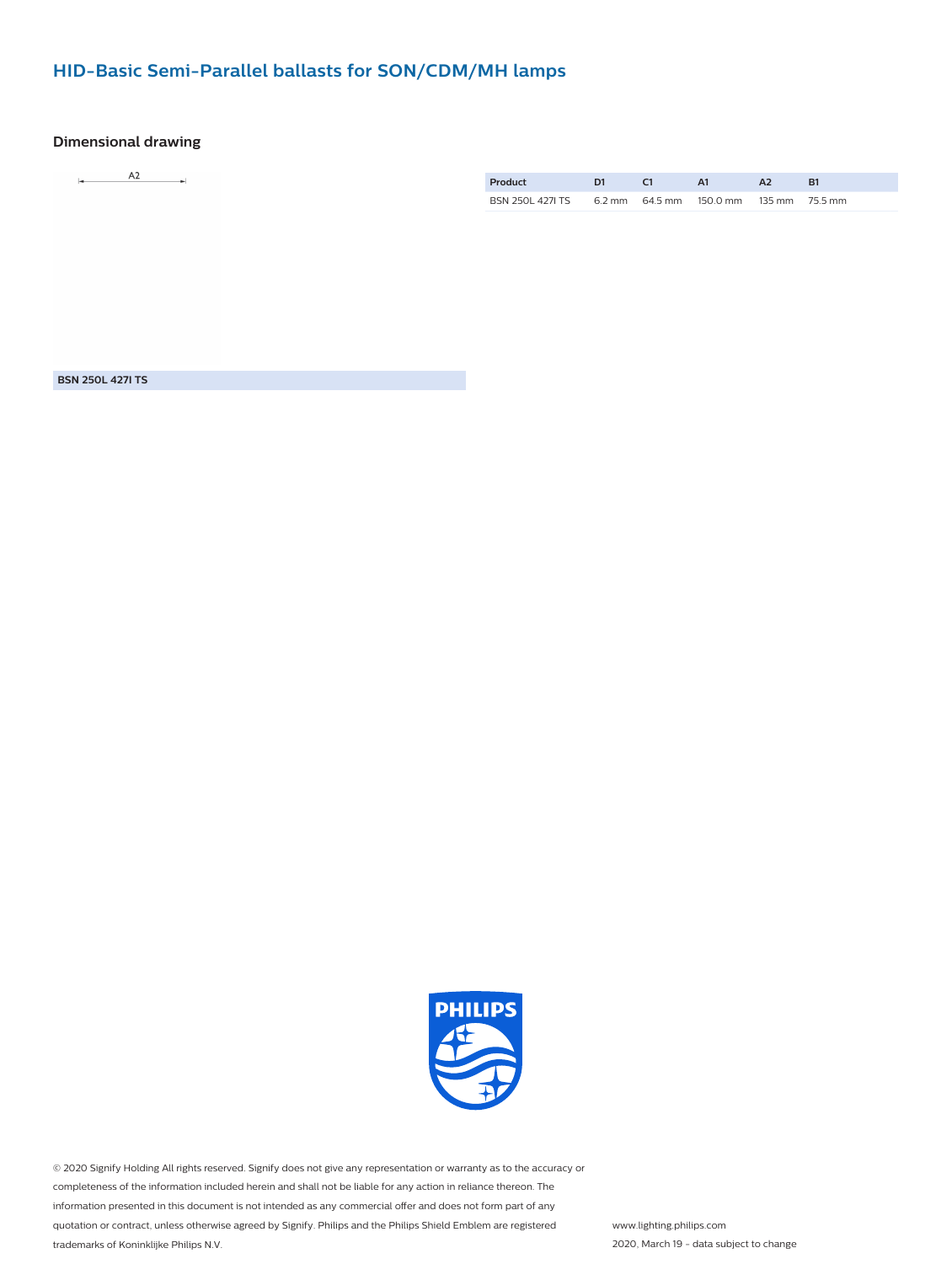## HID-Basic Semi-Parallel ballasts for SON/CDM/MH lamps

### Dimensional drawing

A2

| Product | D1 | C1 | A1 | A2 | B1 |
|---|---|---|---|---|---|
| BSN 250L 427I TS | 6.2 mm | 64.5 mm | 150.0 mm | 135 mm | 75.5 mm |

**BSN 250L 427I TS**

© 2020 Signify Holding All rights reserved. Signify does not give any representation or warranty as to the accuracy or completeness of the information included herein and shall not be liable for any action in reliance thereon. The information presented in this document is not intended as any commercial offer and does not form part of any quotation or contract, unless otherwise agreed by Signify. Philips and the Philips Shield Emblem are registered trademarks of Koninklijke Philips N.V.

www.lighting.philips.com

2020, March 19 - data subject to change